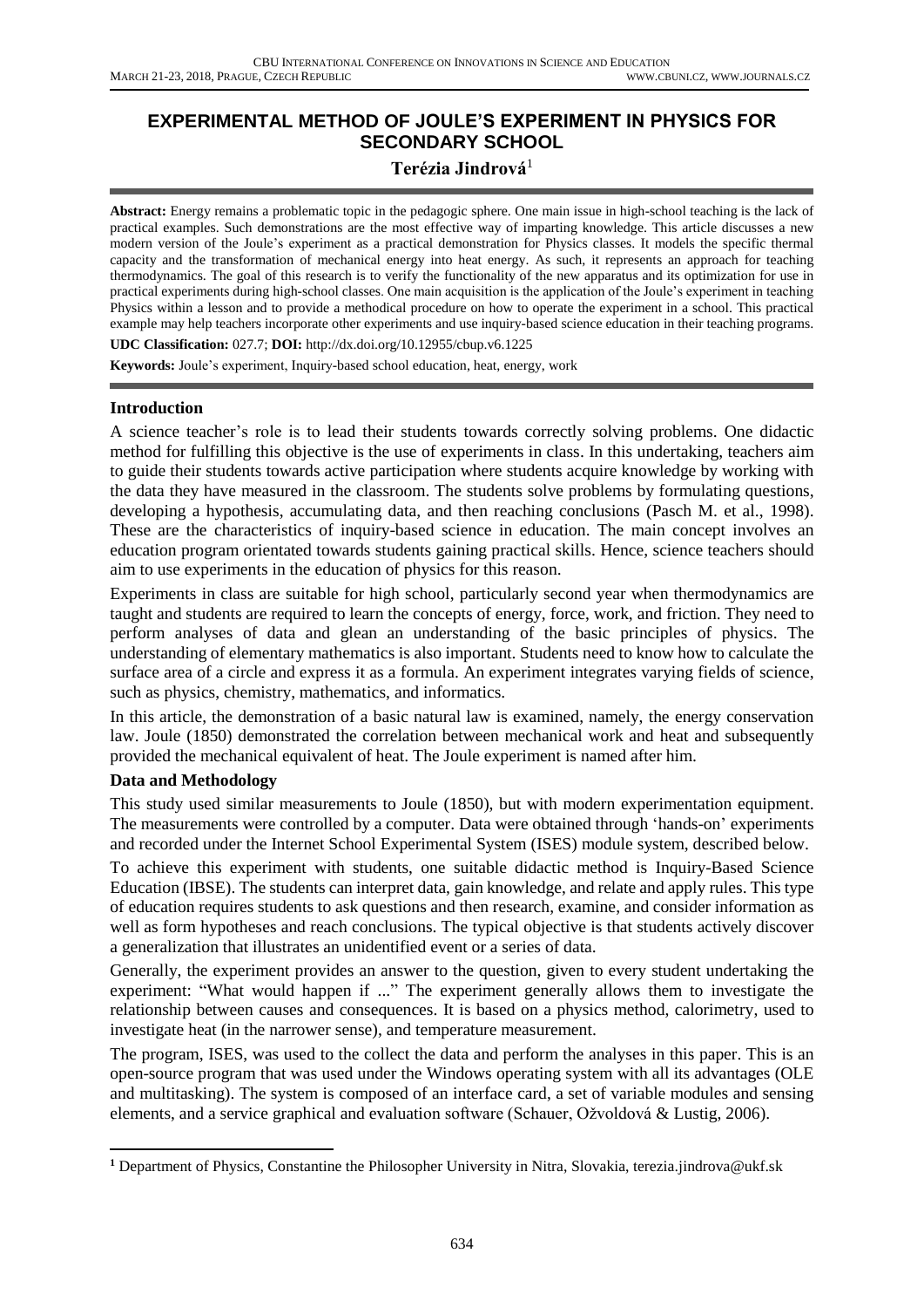# EXPERIMENTAL METHOD OF JOULE'S EXPERIMENT IN PHYSICS FOR SECONDARY SCHOOL

**Terézia Jindrová**[1]

**Abstract:** Energy remains a problematic topic in the pedagogic sphere. One main issue in high-school teaching is the lack of practical examples. Such demonstrations are the most effective way of imparting knowledge. This article discusses a new modern version of the Joule's experiment as a practical demonstration for Physics classes. It models the specific thermal capacity and the transformation of mechanical energy into heat energy. As such, it represents an approach for teaching thermodynamics. The goal of this research is to verify the functionality of the new apparatus and its optimization for use in practical experiments during high-school classes. One main acquisition is the application of the Joule's experiment in teaching Physics within a lesson and to provide a methodical procedure on how to operate the experiment in a school. This practical example may help teachers incorporate other experiments and use inquiry-based science education in their teaching programs.

**UDC Classification:** 027.7; **DOI:** http://dx.doi.org/10.12955/cbup.v6.1225

**Keywords:** Joule's experiment, Inquiry-based school education, heat, energy, work

## Introduction

A science teacher's role is to lead their students towards correctly solving problems. One didactic method for fulfilling this objective is the use of experiments in class. In this undertaking, teachers aim to guide their students towards active participation where students acquire knowledge by working with the data they have measured in the classroom. The students solve problems by formulating questions, developing a hypothesis, accumulating data, and then reaching conclusions (Pasch M. et al., 1998). These are the characteristics of inquiry-based science in education. The main concept involves an education program orientated towards students gaining practical skills. Hence, science teachers should aim to use experiments in the education of physics for this reason.

Experiments in class are suitable for high school, particularly second year when thermodynamics are taught and students are required to learn the concepts of energy, force, work, and friction. They need to perform analyses of data and glean an understanding of the basic principles of physics. The understanding of elementary mathematics is also important. Students need to know how to calculate the surface area of a circle and express it as a formula. An experiment integrates varying fields of science, such as physics, chemistry, mathematics, and informatics.

In this article, the demonstration of a basic natural law is examined, namely, the energy conservation law. Joule (1850) demonstrated the correlation between mechanical work and heat and subsequently provided the mechanical equivalent of heat. The Joule experiment is named after him.

## Data and Methodology

This study used similar measurements to Joule (1850), but with modern experimentation equipment. The measurements were controlled by a computer. Data were obtained through 'hands-on' experiments and recorded under the Internet School Experimental System (ISES) module system, described below.

To achieve this experiment with students, one suitable didactic method is Inquiry-Based Science Education (IBSE). The students can interpret data, gain knowledge, and relate and apply rules. This type of education requires students to ask questions and then research, examine, and consider information as well as form hypotheses and reach conclusions. The typical objective is that students actively discover a generalization that illustrates an unidentified event or a series of data.

Generally, the experiment provides an answer to the question, given to every student undertaking the experiment: "What would happen if ..." The experiment generally allows them to investigate the relationship between causes and consequences. It is based on a physics method, calorimetry, used to investigate heat (in the narrower sense), and temperature measurement.

The program, ISES, was used to the collect the data and perform the analyses in this paper. This is an open-source program that was used under the Windows operating system with all its advantages (OLE and multitasking). The system is composed of an interface card, a set of variable modules and sensing elements, and a service graphical and evaluation software (Schauer, Ožvoldová & Lustig, 2006).

---

[1] Department of Physics, Constantine the Philosopher University in Nitra, Slovakia, terezia.jindrova@ukf.sk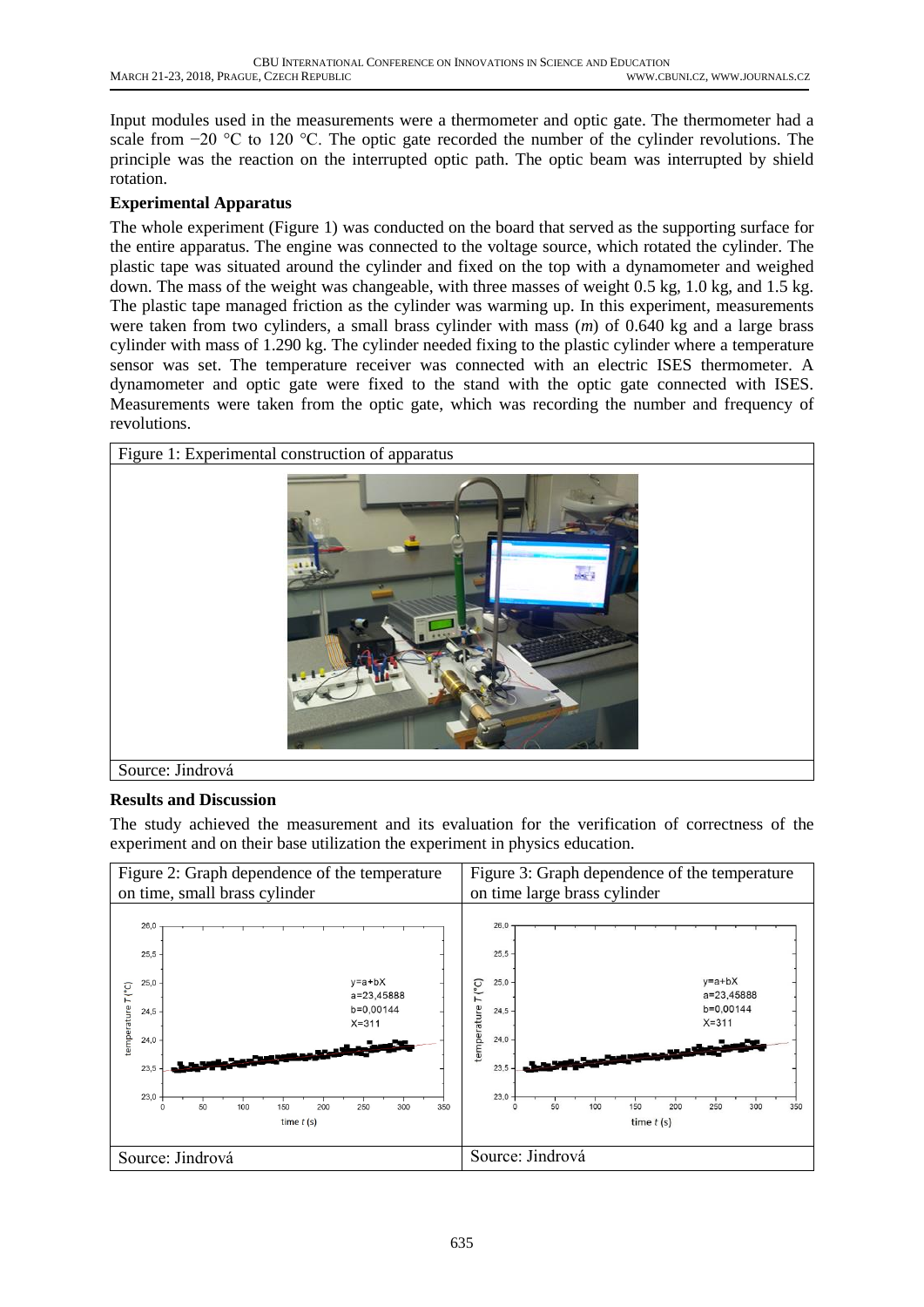Input modules used in the measurements were a thermometer and optic gate. The thermometer had a scale from −20 °C to 120 °C. The optic gate recorded the number of the cylinder revolutions. The principle was the reaction on the interrupted optic path. The optic beam was interrupted by shield rotation.

**Experimental Apparatus**

The whole experiment (Figure 1) was conducted on the board that served as the supporting surface for the entire apparatus. The engine was connected to the voltage source, which rotated the cylinder. The plastic tape was situated around the cylinder and fixed on the top with a dynamometer and weighed down. The mass of the weight was changeable, with three masses of weight 0.5 kg, 1.0 kg, and 1.5 kg. The plastic tape managed friction as the cylinder was warming up. In this experiment, measurements were taken from two cylinders, a small brass cylinder with mass ($m$) of 0.640 kg and a large brass cylinder with mass of 1.290 kg. The cylinder needed fixing to the plastic cylinder where a temperature sensor was set. The temperature receiver was connected with an electric ISES thermometer. A dynamometer and optic gate were fixed to the stand with the optic gate connected with ISES. Measurements were taken from the optic gate, which was recording the number and frequency of revolutions.

Figure 1: Experimental construction of apparatus

Source: Jindrová

**Results and Discussion**

The study achieved the measurement and its evaluation for the verification of correctness of the experiment and on their base utilization the experiment in physics education.

Figure 2: Graph dependence of the temperature on time, small brass cylinder

Source: Jindrová

Figure 3: Graph dependence of the temperature on time large brass cylinder

Source: Jindrová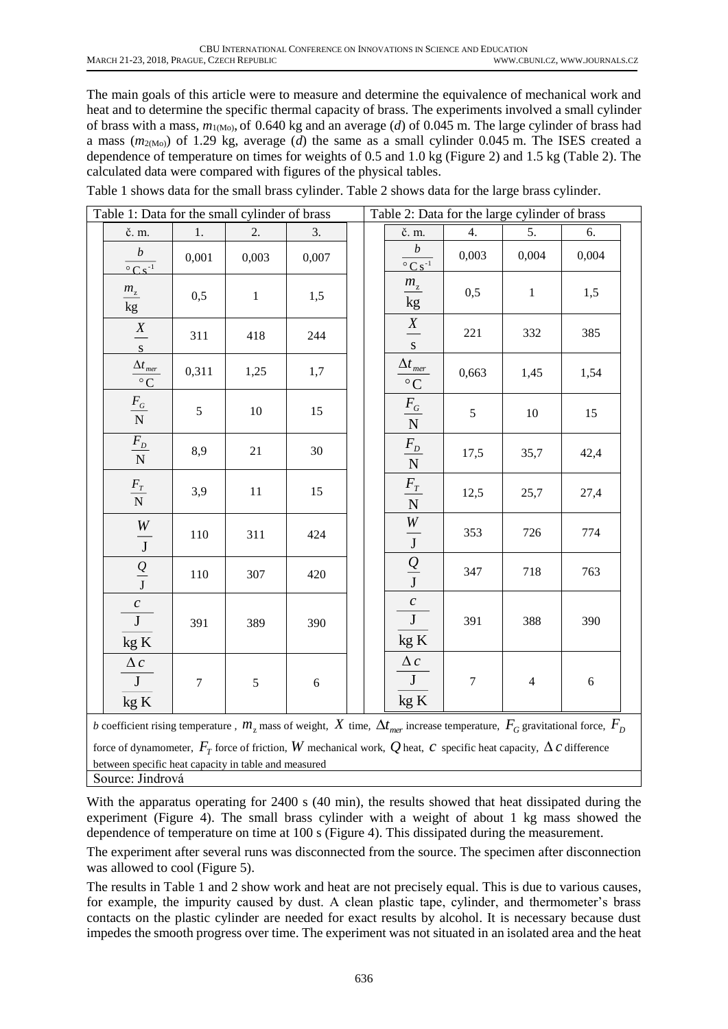The main goals of this article were to measure and determine the equivalence of mechanical work and heat and to determine the specific thermal capacity of brass. The experiments involved a small cylinder of brass with a mass, $m_{1(Mo)}$, of 0.640 kg and an average (*d*) of 0.045 m. The large cylinder of brass had a mass ($m_{2(Mo)}$) of 1.29 kg, average (*d*) the same as a small cylinder 0.045 m. The ISES created a dependence of temperature on times for weights of 0.5 and 1.0 kg (Figure 2) and 1.5 kg (Table 2). The calculated data were compared with figures of the physical tables.

Table 1 shows data for the small brass cylinder. Table 2 shows data for the large brass cylinder.

Table 1: Data for the small cylinder of brass

| č. m. | 1. | 2. | 3. |
|---|---|---|---|
| $\frac{b}{°C\,s^{-1}}$ | 0,001 | 0,003 | 0,007 |
| $\frac{m_z}{kg}$ | 0,5 | 1 | 1,5 |
| $\frac{X}{s}$ | 311 | 418 | 244 |
| $\frac{\Delta t_{mer}}{°C}$ | 0,311 | 1,25 | 1,7 |
| $\frac{F_G}{N}$ | 5 | 10 | 15 |
| $\frac{F_D}{N}$ | 8,9 | 21 | 30 |
| $\frac{F_T}{N}$ | 3,9 | 11 | 15 |
| $\frac{W}{J}$ | 110 | 311 | 424 |
| $\frac{Q}{J}$ | 110 | 307 | 420 |
| $\frac{c}{\frac{J}{kg\,K}}$ | 391 | 389 | 390 |
| $\frac{\Delta c}{\frac{J}{kg\,K}}$ | 7 | 5 | 6 |

Table 2: Data for the large cylinder of brass

| č. m. | 4. | 5. | 6. |
|---|---|---|---|
| $\frac{b}{°C\,s^{-1}}$ | 0,003 | 0,004 | 0,004 |
| $\frac{m_z}{kg}$ | 0,5 | 1 | 1,5 |
| $\frac{X}{s}$ | 221 | 332 | 385 |
| $\frac{\Delta t_{mer}}{°C}$ | 0,663 | 1,45 | 1,54 |
| $\frac{F_G}{N}$ | 5 | 10 | 15 |
| $\frac{F_D}{N}$ | 17,5 | 35,7 | 42,4 |
| $\frac{F_T}{N}$ | 12,5 | 25,7 | 27,4 |
| $\frac{W}{J}$ | 353 | 726 | 774 |
| $\frac{Q}{J}$ | 347 | 718 | 763 |
| $\frac{c}{\frac{J}{kg\,K}}$ | 391 | 388 | 390 |
| $\frac{\Delta c}{\frac{J}{kg\,K}}$ | 7 | 4 | 6 |

*b* coefficient rising temperature, $m_z$ mass of weight, $X$ time, $\Delta t_{mer}$ increase temperature, $F_G$ gravitational force, $F_D$ force of dynamometer, $F_T$ force of friction, $W$ mechanical work, $Q$ heat, $c$ specific heat capacity, $\Delta c$ difference between specific heat capacity in table and measured

Source: Jindrová

With the apparatus operating for 2400 s (40 min), the results showed that heat dissipated during the experiment (Figure 4). The small brass cylinder with a weight of about 1 kg mass showed the dependence of temperature on time at 100 s (Figure 4). This dissipated during the measurement.

The experiment after several runs was disconnected from the source. The specimen after disconnection was allowed to cool (Figure 5).

The results in Table 1 and 2 show work and heat are not precisely equal. This is due to various causes, for example, the impurity caused by dust. A clean plastic tape, cylinder, and thermometer's brass contacts on the plastic cylinder are needed for exact results by alcohol. It is necessary because dust impedes the smooth progress over time. The experiment was not situated in an isolated area and the heat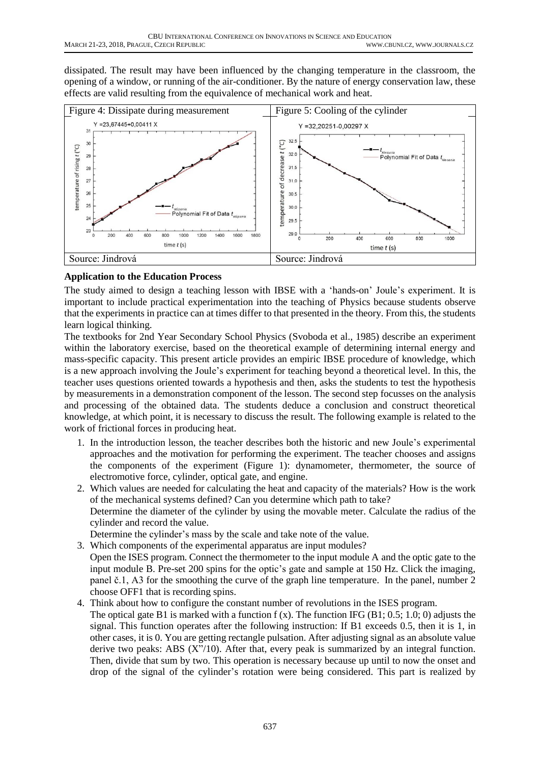dissipated. The result may have been influenced by the changing temperature in the classroom, the opening of a window, or running of the air-conditioner. By the nature of energy conservation law, these effects are valid resulting from the equivalence of mechanical work and heat.

| Figure 4: Dissipate during measurement | Figure 5: Cooling of the cylinder |
|---|---|
| | |
| Source: Jindrová | Source: Jindrová |

**Application to the Education Process**

The study aimed to design a teaching lesson with IBSE with a 'hands-on' Joule's experiment. It is important to include practical experimentation into the teaching of Physics because students observe that the experiments in practice can at times differ to that presented in the theory. From this, the students learn logical thinking.

The textbooks for 2nd Year Secondary School Physics (Svoboda et al., 1985) describe an experiment within the laboratory exercise, based on the theoretical example of determining internal energy and mass-specific capacity. This present article provides an empiric IBSE procedure of knowledge, which is a new approach involving the Joule's experiment for teaching beyond a theoretical level. In this, the teacher uses questions oriented towards a hypothesis and then, asks the students to test the hypothesis by measurements in a demonstration component of the lesson. The second step focusses on the analysis and processing of the obtained data. The students deduce a conclusion and construct theoretical knowledge, at which point, it is necessary to discuss the result. The following example is related to the work of frictional forces in producing heat.

1. In the introduction lesson, the teacher describes both the historic and new Joule's experimental approaches and the motivation for performing the experiment. The teacher chooses and assigns the components of the experiment (Figure 1): dynamometer, thermometer, the source of electromotive force, cylinder, optical gate, and engine.
2. Which values are needed for calculating the heat and capacity of the materials? How is the work of the mechanical systems defined? Can you determine which path to take?
   Determine the diameter of the cylinder by using the movable meter. Calculate the radius of the cylinder and record the value.
   Determine the cylinder's mass by the scale and take note of the value.
3. Which components of the experimental apparatus are input modules?
   Open the ISES program. Connect the thermometer to the input module A and the optic gate to the input module B. Pre-set 200 spins for the optic's gate and sample at 150 Hz. Click the imaging, panel č.1, A3 for the smoothing the curve of the graph line temperature. In the panel, number 2 choose OFF1 that is recording spins.
4. Think about how to configure the constant number of revolutions in the ISES program.
   The optical gate B1 is marked with a function f (x). The function IFG (B1; 0.5; 1.0; 0) adjusts the signal. This function operates after the following instruction: If B1 exceeds 0.5, then it is 1, in other cases, it is 0. You are getting rectangle pulsation. After adjusting signal as an absolute value derive two peaks: ABS (X"/10). After that, every peak is summarized by an integral function. Then, divide that sum by two. This operation is necessary because up until to now the onset and drop of the signal of the cylinder's rotation were being considered. This part is realized by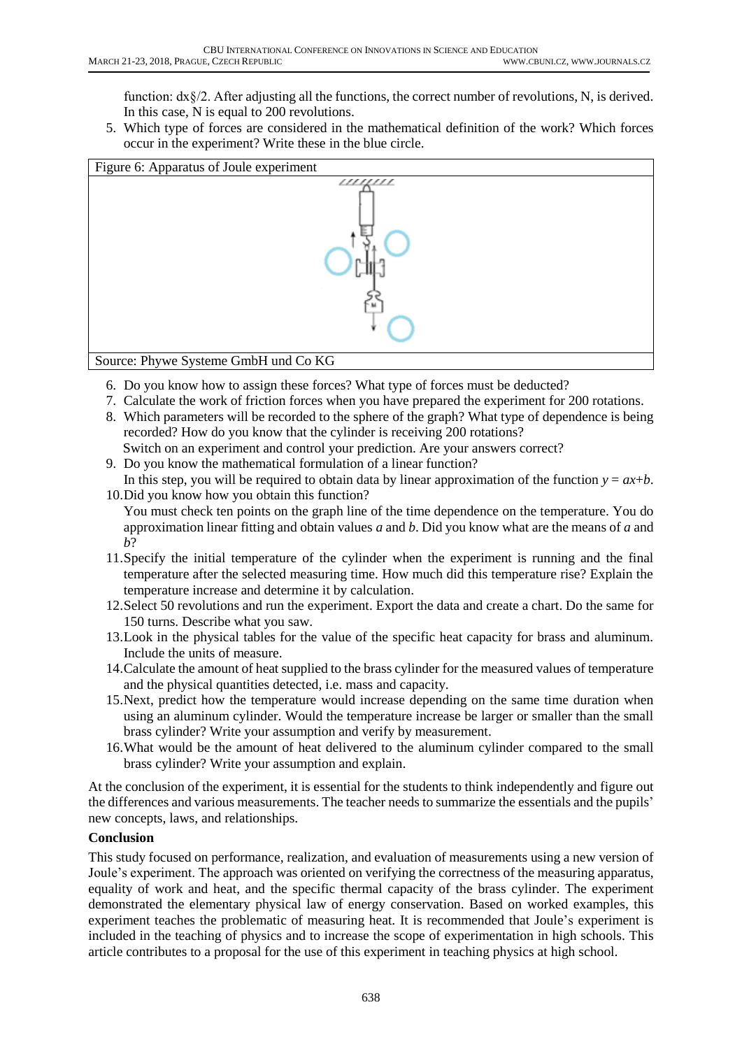function: dx§/2. After adjusting all the functions, the correct number of revolutions, N, is derived. In this case, N is equal to 200 revolutions.

5. Which type of forces are considered in the mathematical definition of the work? Which forces occur in the experiment? Write these in the blue circle.

Figure 6: Apparatus of Joule experiment

Source: Phywe Systeme GmbH und Co KG

6. Do you know how to assign these forces? What type of forces must be deducted?
7. Calculate the work of friction forces when you have prepared the experiment for 200 rotations.
8. Which parameters will be recorded to the sphere of the graph? What type of dependence is being recorded? How do you know that the cylinder is receiving 200 rotations?
   Switch on an experiment and control your prediction. Are your answers correct?
9. Do you know the mathematical formulation of a linear function?
   In this step, you will be required to obtain data by linear approximation of the function $y = ax+b$.
10. Did you know how you obtain this function?
    You must check ten points on the graph line of the time dependence on the temperature. You do approximation linear fitting and obtain values $a$ and $b$. Did you know what are the means of $a$ and $b$?
11. Specify the initial temperature of the cylinder when the experiment is running and the final temperature after the selected measuring time. How much did this temperature rise? Explain the temperature increase and determine it by calculation.
12. Select 50 revolutions and run the experiment. Export the data and create a chart. Do the same for 150 turns. Describe what you saw.
13. Look in the physical tables for the value of the specific heat capacity for brass and aluminum. Include the units of measure.
14. Calculate the amount of heat supplied to the brass cylinder for the measured values of temperature and the physical quantities detected, i.e. mass and capacity.
15. Next, predict how the temperature would increase depending on the same time duration when using an aluminum cylinder. Would the temperature increase be larger or smaller than the small brass cylinder? Write your assumption and verify by measurement.
16. What would be the amount of heat delivered to the aluminum cylinder compared to the small brass cylinder? Write your assumption and explain.

At the conclusion of the experiment, it is essential for the students to think independently and figure out the differences and various measurements. The teacher needs to summarize the essentials and the pupils' new concepts, laws, and relationships.

**Conclusion**

This study focused on performance, realization, and evaluation of measurements using a new version of Joule's experiment. The approach was oriented on verifying the correctness of the measuring apparatus, equality of work and heat, and the specific thermal capacity of the brass cylinder. The experiment demonstrated the elementary physical law of energy conservation. Based on worked examples, this experiment teaches the problematic of measuring heat. It is recommended that Joule's experiment is included in the teaching of physics and to increase the scope of experimentation in high schools. This article contributes to a proposal for the use of this experiment in teaching physics at high school.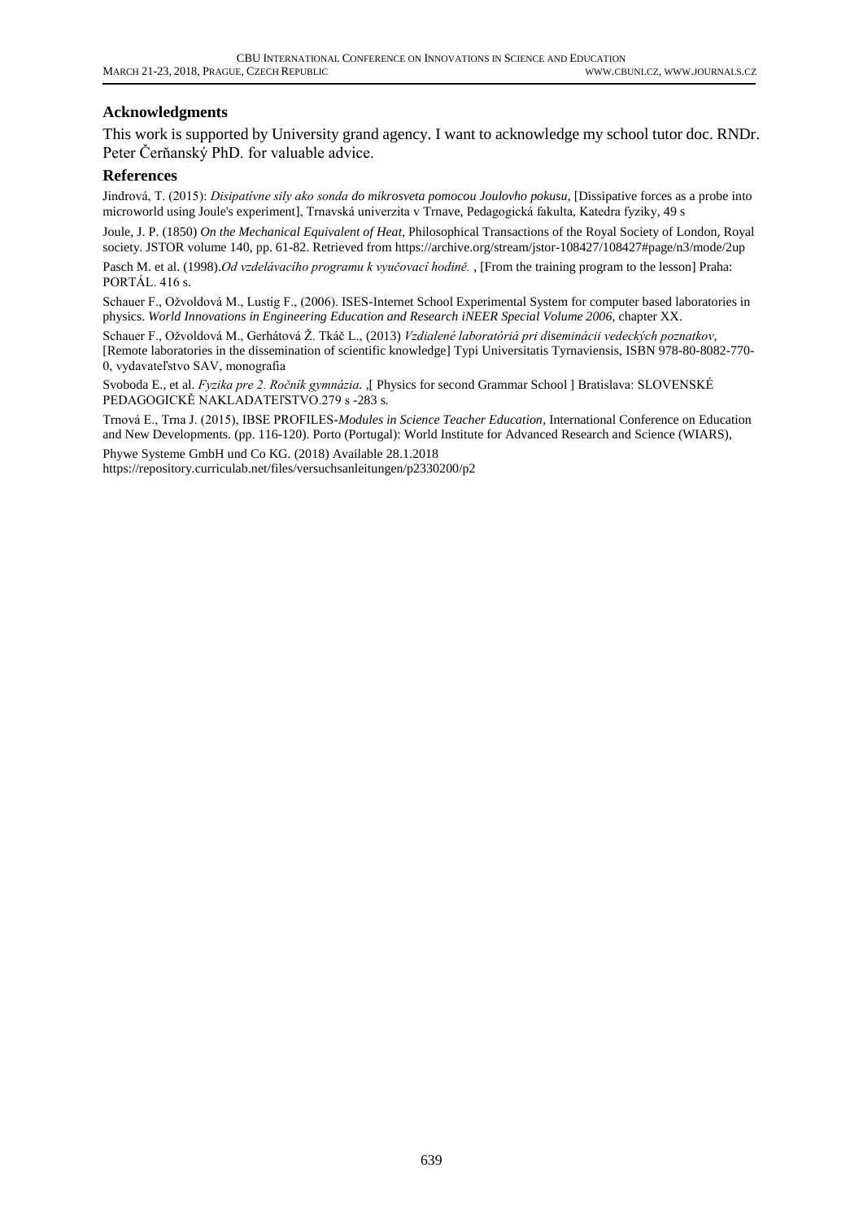## Acknowledgments

This work is supported by University grand agency. I want to acknowledge my school tutor doc. RNDr. Peter Čerňanský PhD. for valuable advice.

## References

Jindrová, T. (2015): *Disipatívne sily ako sonda do mikrosveta pomocou Joulovho pokusu*, [Dissipative forces as a probe into microworld using Joule's experiment], Trnavská univerzita v Trnave, Pedagogická fakulta, Katedra fyziky, 49 s

Joule, J. P. (1850) *On the Mechanical Equivalent of Heat*, Philosophical Transactions of the Royal Society of London, Royal society. JSTOR volume 140, pp. 61-82. Retrieved from https://archive.org/stream/jstor-108427/108427#page/n3/mode/2up

Pasch M. et al. (1998).*Od vzdelávacího programu k vyučovací hodině.* , [From the training program to the lesson] Praha: PORTÁL. 416 s.

Schauer F., Ožvoldová M., Lustig F., (2006). ISES-Internet School Experimental System for computer based laboratories in physics. *World Innovations in Engineering Education and Research iNEER Special Volume 2006*, chapter XX.

Schauer F., Ožvoldová M., Gerhátová Ž. Tkáč L., (2013) *Vzdialené laboratóriá pri diseminácii vedeckých poznatkov*, [Remote laboratories in the dissemination of scientific knowledge] Typi Universitatis Tyrnaviensis, ISBN 978-80-8082-770-0, vydavateľstvo SAV, monografia

Svoboda E., et al. *Fyzika pre 2. Ročník gymnázia.* ,[ Physics for second Grammar School ] Bratislava: SLOVENSKÉ PEDAGOGICKĚ NAKLADATEĽSTVO.279 s -283 s.

Trnová E., Trna J. (2015), IBSE PROFILES-*Modules in Science Teacher Education*, International Conference on Education and New Developments. (pp. 116-120). Porto (Portugal): World Institute for Advanced Research and Science (WIARS),

Phywe Systeme GmbH und Co KG. (2018) Available 28.1.2018
https://repository.curriculab.net/files/versuchsanleitungen/p2330200/p2